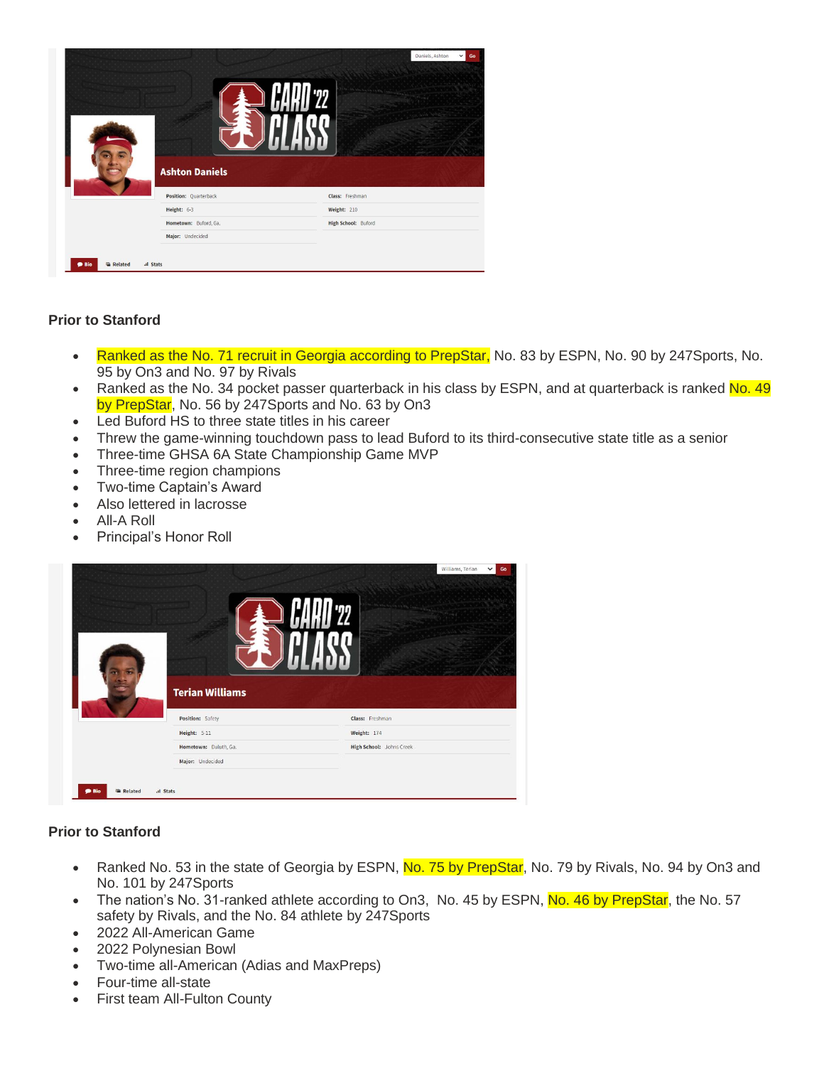Ashton Daniels

Position: Quarterback | Class: Freshman
Height: 6-3 | Weight: 210
Hometown: Buford, Ga. | High School: Buford
Major: Undecided

### Prior to Stanford

- Ranked as the No. 71 recruit in Georgia according to PrepStar, No. 83 by ESPN, No. 90 by 247Sports, No. 95 by On3 and No. 97 by Rivals
- Ranked as the No. 34 pocket passer quarterback in his class by ESPN, and at quarterback is ranked No. 49 by PrepStar, No. 56 by 247Sports and No. 63 by On3
- Led Buford HS to three state titles in his career
- Threw the game-winning touchdown pass to lead Buford to its third-consecutive state title as a senior
- Three-time GHSA 6A State Championship Game MVP
- Three-time region champions
- Two-time Captain's Award
- Also lettered in lacrosse
- All-A Roll
- Principal's Honor Roll

Terian Williams

Position: Safety | Class: Freshman
Height: 5-11 | Weight: 174
Hometown: Duluth, Ga. | High School: Johns Creek
Major: Undecided

### Prior to Stanford

- Ranked No. 53 in the state of Georgia by ESPN, No. 75 by PrepStar, No. 79 by Rivals, No. 94 by On3 and No. 101 by 247Sports
- The nation's No. 31-ranked athlete according to On3, No. 45 by ESPN, No. 46 by PrepStar, the No. 57 safety by Rivals, and the No. 84 athlete by 247Sports
- 2022 All-American Game
- 2022 Polynesian Bowl
- Two-time all-American (Adias and MaxPreps)
- Four-time all-state
- First team All-Fulton County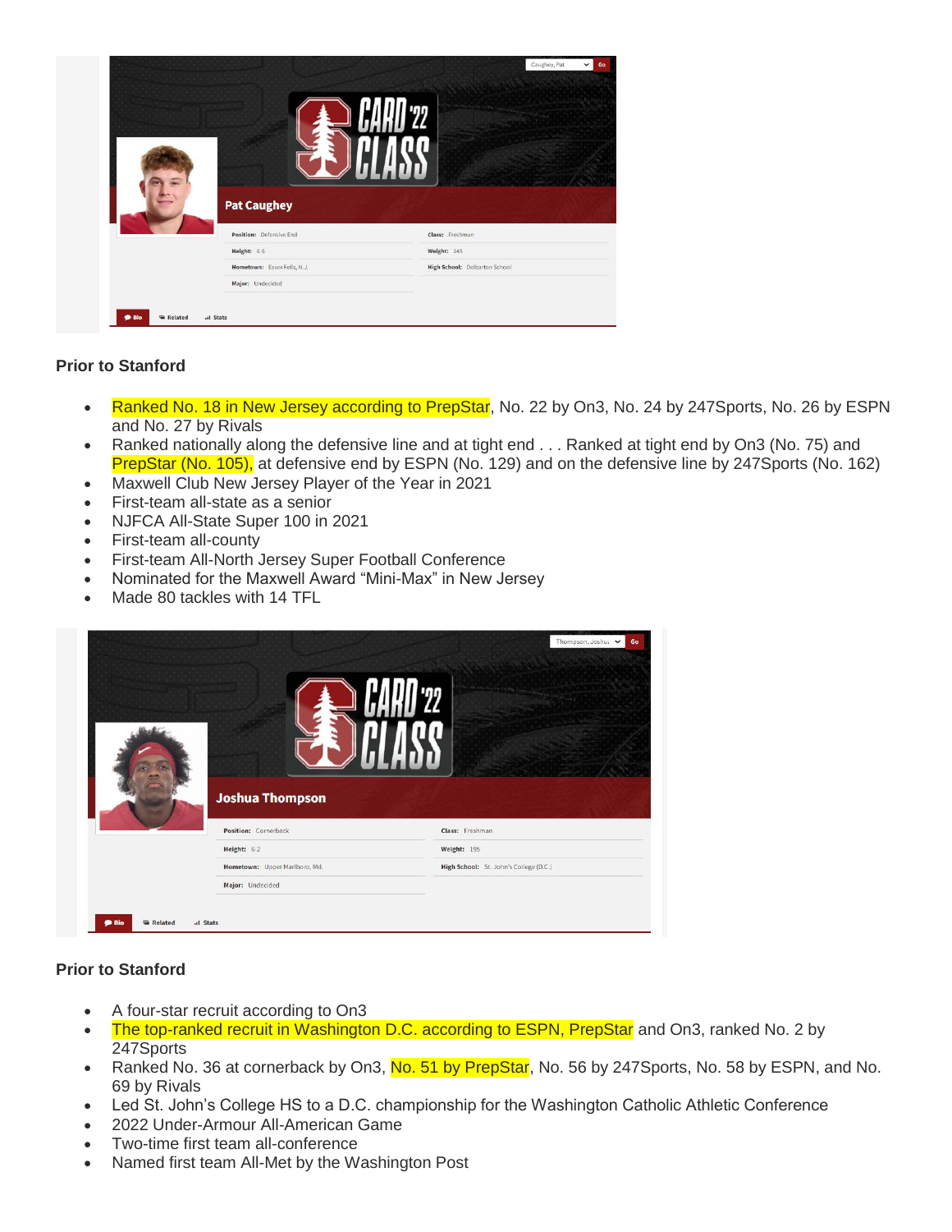Pat Caughey

Position: Defensive End | Class: Freshman
Height: 6-5 | Weight: 245
Hometown: Essex Fells, N.J. | High School: Delbarton School
Major: Undecided

### Prior to Stanford

- Ranked No. 18 in New Jersey according to PrepStar, No. 22 by On3, No. 24 by 247Sports, No. 26 by ESPN and No. 27 by Rivals
- Ranked nationally along the defensive line and at tight end . . . Ranked at tight end by On3 (No. 75) and PrepStar (No. 105), at defensive end by ESPN (No. 129) and on the defensive line by 247Sports (No. 162)
- Maxwell Club New Jersey Player of the Year in 2021
- First-team all-state as a senior
- NJFCA All-State Super 100 in 2021
- First-team all-county
- First-team All-North Jersey Super Football Conference
- Nominated for the Maxwell Award “Mini-Max” in New Jersey
- Made 80 tackles with 14 TFL

Joshua Thompson

Position: Cornerback | Class: Freshman
Height: 6-2 | Weight: 195
Hometown: Upper Marlboro, Md. | High School: St. John's College (D.C.)
Major: Undecided

### Prior to Stanford

- A four-star recruit according to On3
- The top-ranked recruit in Washington D.C. according to ESPN, PrepStar and On3, ranked No. 2 by 247Sports
- Ranked No. 36 at cornerback by On3, No. 51 by PrepStar, No. 56 by 247Sports, No. 58 by ESPN, and No. 69 by Rivals
- Led St. John’s College HS to a D.C. championship for the Washington Catholic Athletic Conference
- 2022 Under-Armour All-American Game
- Two-time first team all-conference
- Named first team All-Met by the Washington Post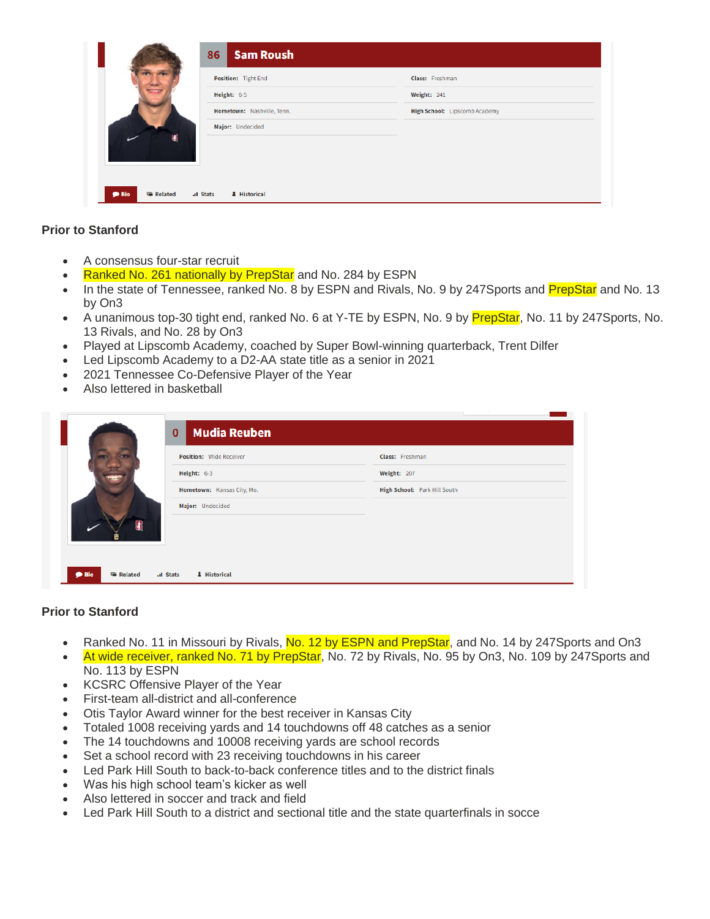## 86 Sam Roush

| | |
|---|---|
| **Position:** Tight End | **Class:** Freshman |
| **Height:** 6-5 | **Weight:** 241 |
| **Hometown:** Nashville, Tenn. | **High School:** Lipscomb Academy |
| **Major:** Undecided | |

Bio | Related | Stats | Historical

### Prior to Stanford

- A consensus four-star recruit
- Ranked No. 261 nationally by PrepStar and No. 284 by ESPN
- In the state of Tennessee, ranked No. 8 by ESPN and Rivals, No. 9 by 247Sports and PrepStar and No. 13 by On3
- A unanimous top-30 tight end, ranked No. 6 at Y-TE by ESPN, No. 9 by PrepStar, No. 11 by 247Sports, No. 13 Rivals, and No. 28 by On3
- Played at Lipscomb Academy, coached by Super Bowl-winning quarterback, Trent Dilfer
- Led Lipscomb Academy to a D2-AA state title as a senior in 2021
- 2021 Tennessee Co-Defensive Player of the Year
- Also lettered in basketball

## 0 Mudia Reuben

| | |
|---|---|
| **Position:** Wide Receiver | **Class:** Freshman |
| **Height:** 6-3 | **Weight:** 207 |
| **Hometown:** Kansas City, Mo. | **High School:** Park Hill South |
| **Major:** Undecided | |

Bio | Related | Stats | Historical

### Prior to Stanford

- Ranked No. 11 in Missouri by Rivals, No. 12 by ESPN and PrepStar, and No. 14 by 247Sports and On3
- At wide receiver, ranked No. 71 by PrepStar, No. 72 by Rivals, No. 95 by On3, No. 109 by 247Sports and No. 113 by ESPN
- KCSRC Offensive Player of the Year
- First-team all-district and all-conference
- Otis Taylor Award winner for the best receiver in Kansas City
- Totaled 1008 receiving yards and 14 touchdowns off 48 catches as a senior
- The 14 touchdowns and 10008 receiving yards are school records
- Set a school record with 23 receiving touchdowns in his career
- Led Park Hill South to back-to-back conference titles and to the district finals
- Was his high school team's kicker as well
- Also lettered in soccer and track and field
- Led Park Hill South to a district and sectional title and the state quarterfinals in socce